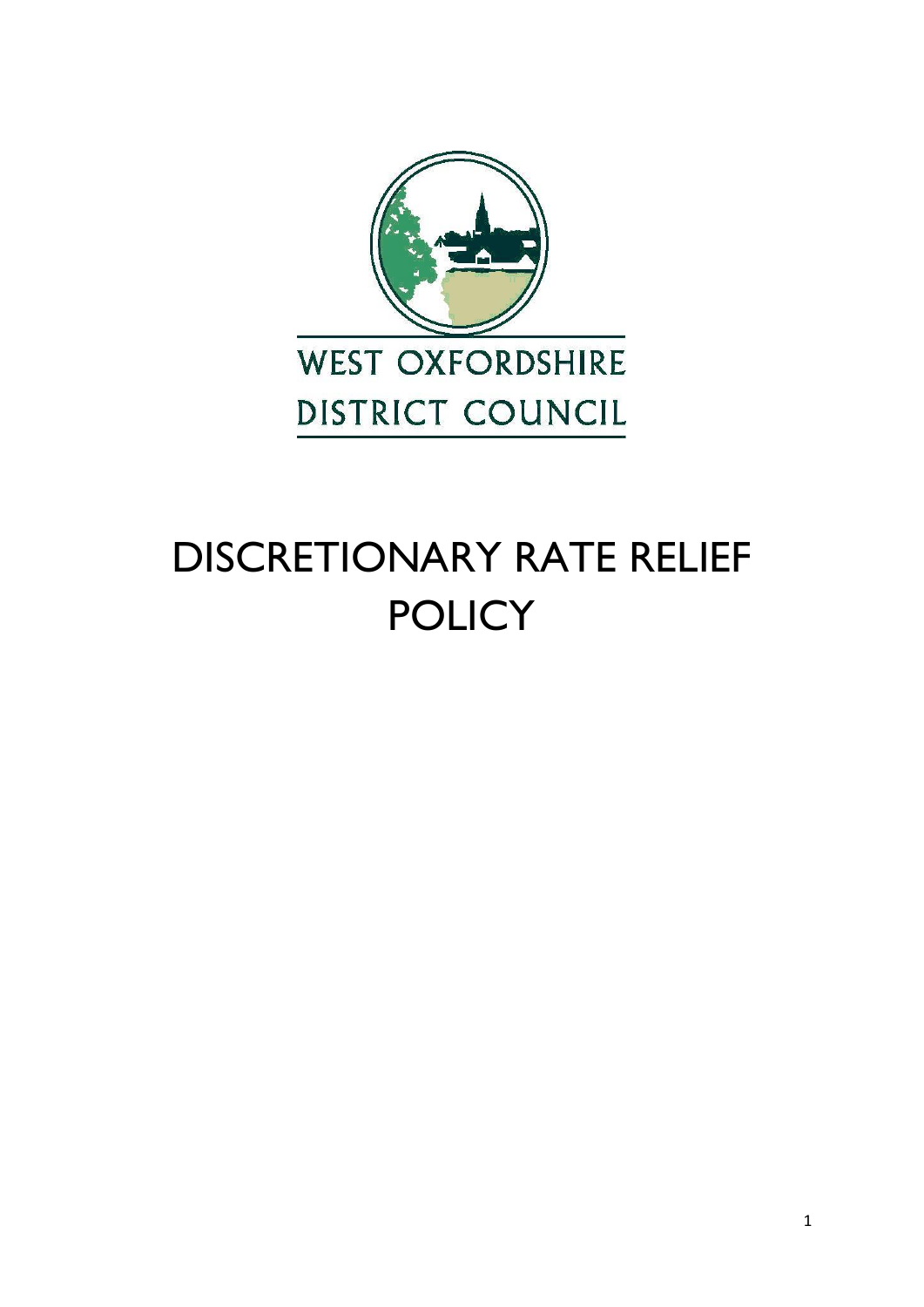WEST OXFORDSHIRE
DISTRICT COUNCIL

# DISCRETIONARY RATE RELIEF POLICY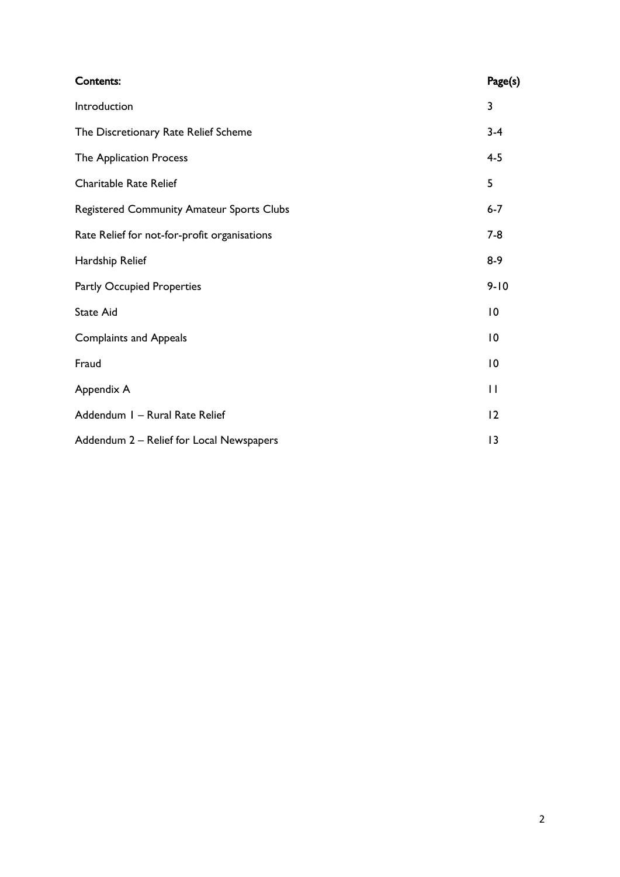| Contents: | Page(s) |
|---|---|
| Introduction | 3 |
| The Discretionary Rate Relief Scheme | 3-4 |
| The Application Process | 4-5 |
| Charitable Rate Relief | 5 |
| Registered Community Amateur Sports Clubs | 6-7 |
| Rate Relief for not-for-profit organisations | 7-8 |
| Hardship Relief | 8-9 |
| Partly Occupied Properties | 9-10 |
| State Aid | 10 |
| Complaints and Appeals | 10 |
| Fraud | 10 |
| Appendix A | 11 |
| Addendum 1 – Rural Rate Relief | 12 |
| Addendum 2 – Relief for Local Newspapers | 13 |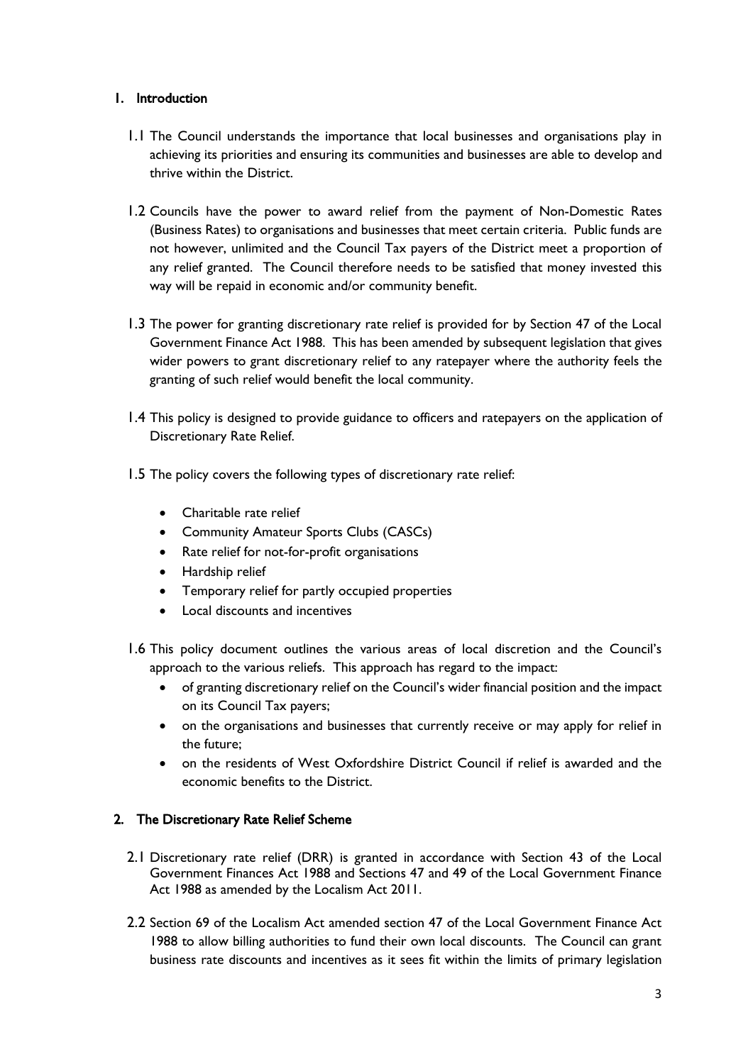## 1. Introduction

1.1 The Council understands the importance that local businesses and organisations play in achieving its priorities and ensuring its communities and businesses are able to develop and thrive within the District.

1.2 Councils have the power to award relief from the payment of Non-Domestic Rates (Business Rates) to organisations and businesses that meet certain criteria. Public funds are not however, unlimited and the Council Tax payers of the District meet a proportion of any relief granted. The Council therefore needs to be satisfied that money invested this way will be repaid in economic and/or community benefit.

1.3 The power for granting discretionary rate relief is provided for by Section 47 of the Local Government Finance Act 1988. This has been amended by subsequent legislation that gives wider powers to grant discretionary relief to any ratepayer where the authority feels the granting of such relief would benefit the local community.

1.4 This policy is designed to provide guidance to officers and ratepayers on the application of Discretionary Rate Relief.

1.5 The policy covers the following types of discretionary rate relief:

- Charitable rate relief
- Community Amateur Sports Clubs (CASCs)
- Rate relief for not-for-profit organisations
- Hardship relief
- Temporary relief for partly occupied properties
- Local discounts and incentives

1.6 This policy document outlines the various areas of local discretion and the Council's approach to the various reliefs. This approach has regard to the impact:

- of granting discretionary relief on the Council's wider financial position and the impact on its Council Tax payers;
- on the organisations and businesses that currently receive or may apply for relief in the future;
- on the residents of West Oxfordshire District Council if relief is awarded and the economic benefits to the District.

## 2. The Discretionary Rate Relief Scheme

2.1 Discretionary rate relief (DRR) is granted in accordance with Section 43 of the Local Government Finances Act 1988 and Sections 47 and 49 of the Local Government Finance Act 1988 as amended by the Localism Act 2011.

2.2 Section 69 of the Localism Act amended section 47 of the Local Government Finance Act 1988 to allow billing authorities to fund their own local discounts. The Council can grant business rate discounts and incentives as it sees fit within the limits of primary legislation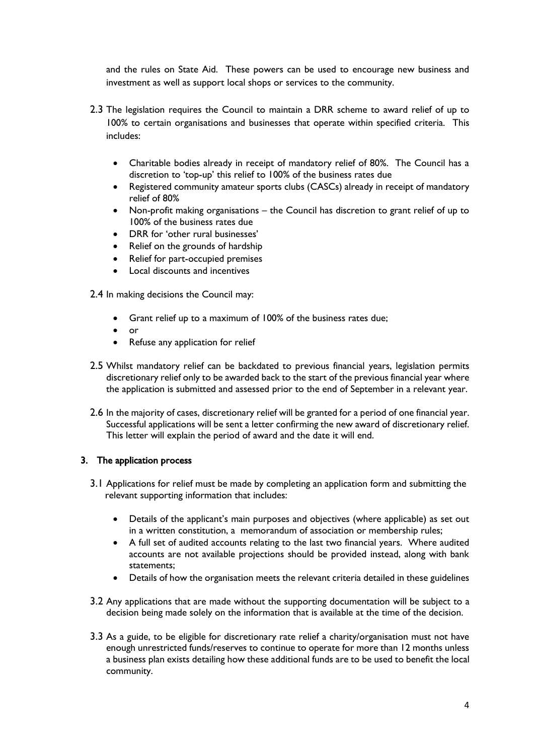and the rules on State Aid. These powers can be used to encourage new business and investment as well as support local shops or services to the community.

2.3 The legislation requires the Council to maintain a DRR scheme to award relief of up to 100% to certain organisations and businesses that operate within specified criteria. This includes:

- Charitable bodies already in receipt of mandatory relief of 80%. The Council has a discretion to 'top-up' this relief to 100% of the business rates due
- Registered community amateur sports clubs (CASCs) already in receipt of mandatory relief of 80%
- Non-profit making organisations – the Council has discretion to grant relief of up to 100% of the business rates due
- DRR for 'other rural businesses'
- Relief on the grounds of hardship
- Relief for part-occupied premises
- Local discounts and incentives

2.4 In making decisions the Council may:

- Grant relief up to a maximum of 100% of the business rates due;
- or
- Refuse any application for relief

2.5 Whilst mandatory relief can be backdated to previous financial years, legislation permits discretionary relief only to be awarded back to the start of the previous financial year where the application is submitted and assessed prior to the end of September in a relevant year.

2.6 In the majority of cases, discretionary relief will be granted for a period of one financial year. Successful applications will be sent a letter confirming the new award of discretionary relief. This letter will explain the period of award and the date it will end.

## 3. The application process

3.1 Applications for relief must be made by completing an application form and submitting the relevant supporting information that includes:

- Details of the applicant's main purposes and objectives (where applicable) as set out in a written constitution, a memorandum of association or membership rules;
- A full set of audited accounts relating to the last two financial years. Where audited accounts are not available projections should be provided instead, along with bank statements;
- Details of how the organisation meets the relevant criteria detailed in these guidelines

3.2 Any applications that are made without the supporting documentation will be subject to a decision being made solely on the information that is available at the time of the decision.

3.3 As a guide, to be eligible for discretionary rate relief a charity/organisation must not have enough unrestricted funds/reserves to continue to operate for more than 12 months unless a business plan exists detailing how these additional funds are to be used to benefit the local community.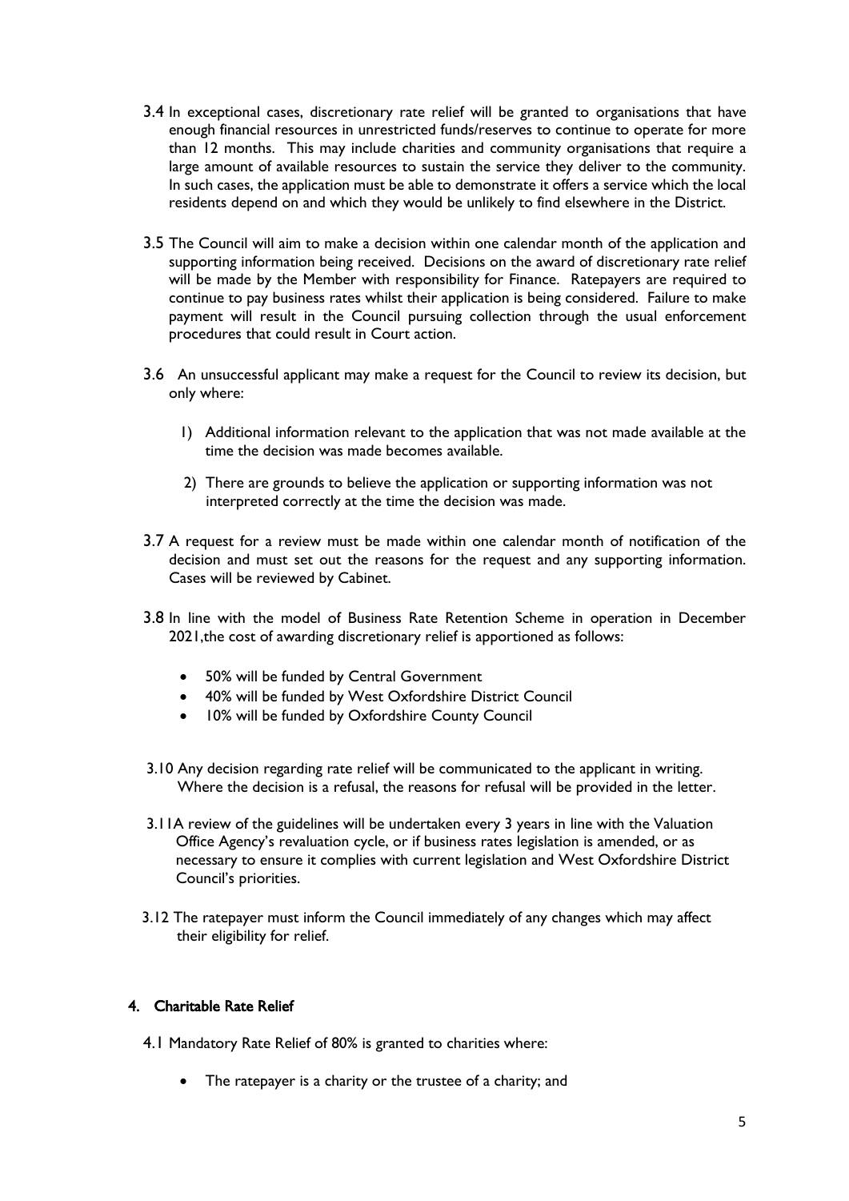3.4 In exceptional cases, discretionary rate relief will be granted to organisations that have enough financial resources in unrestricted funds/reserves to continue to operate for more than 12 months. This may include charities and community organisations that require a large amount of available resources to sustain the service they deliver to the community. In such cases, the application must be able to demonstrate it offers a service which the local residents depend on and which they would be unlikely to find elsewhere in the District.

3.5 The Council will aim to make a decision within one calendar month of the application and supporting information being received. Decisions on the award of discretionary rate relief will be made by the Member with responsibility for Finance. Ratepayers are required to continue to pay business rates whilst their application is being considered. Failure to make payment will result in the Council pursuing collection through the usual enforcement procedures that could result in Court action.

3.6 An unsuccessful applicant may make a request for the Council to review its decision, but only where:

1) Additional information relevant to the application that was not made available at the time the decision was made becomes available.
2) There are grounds to believe the application or supporting information was not interpreted correctly at the time the decision was made.

3.7 A request for a review must be made within one calendar month of notification of the decision and must set out the reasons for the request and any supporting information. Cases will be reviewed by Cabinet.

3.8 In line with the model of Business Rate Retention Scheme in operation in December 2021,the cost of awarding discretionary relief is apportioned as follows:

- 50% will be funded by Central Government
- 40% will be funded by West Oxfordshire District Council
- 10% will be funded by Oxfordshire County Council

3.10 Any decision regarding rate relief will be communicated to the applicant in writing. Where the decision is a refusal, the reasons for refusal will be provided in the letter.

3.11A review of the guidelines will be undertaken every 3 years in line with the Valuation Office Agency's revaluation cycle, or if business rates legislation is amended, or as necessary to ensure it complies with current legislation and West Oxfordshire District Council's priorities.

3.12 The ratepayer must inform the Council immediately of any changes which may affect their eligibility for relief.

## 4. Charitable Rate Relief

4.1 Mandatory Rate Relief of 80% is granted to charities where:

- The ratepayer is a charity or the trustee of a charity; and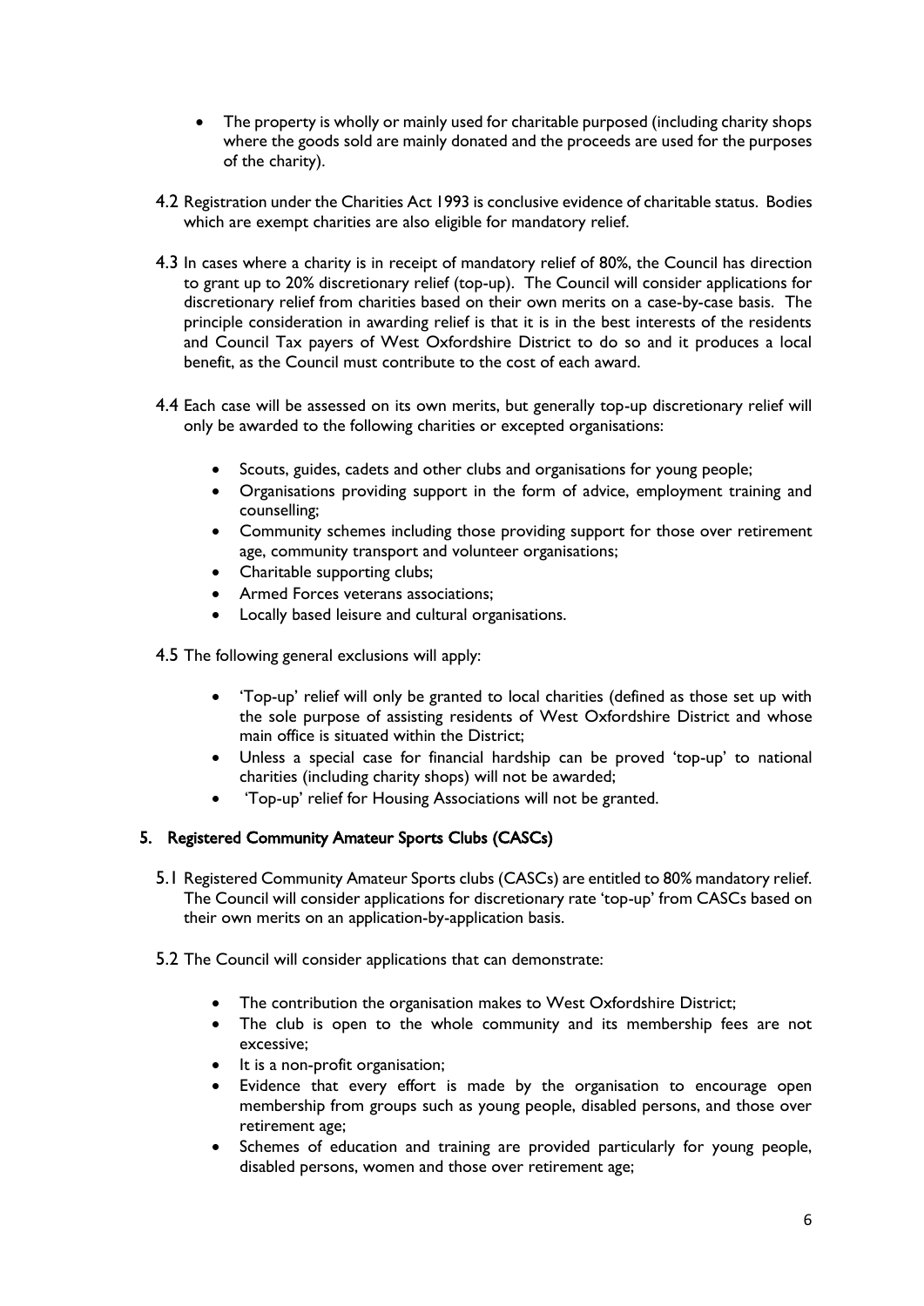- The property is wholly or mainly used for charitable purposed (including charity shops where the goods sold are mainly donated and the proceeds are used for the purposes of the charity).

4.2 Registration under the Charities Act 1993 is conclusive evidence of charitable status. Bodies which are exempt charities are also eligible for mandatory relief.

4.3 In cases where a charity is in receipt of mandatory relief of 80%, the Council has direction to grant up to 20% discretionary relief (top-up). The Council will consider applications for discretionary relief from charities based on their own merits on a case-by-case basis. The principle consideration in awarding relief is that it is in the best interests of the residents and Council Tax payers of West Oxfordshire District to do so and it produces a local benefit, as the Council must contribute to the cost of each award.

4.4 Each case will be assessed on its own merits, but generally top-up discretionary relief will only be awarded to the following charities or excepted organisations:

- Scouts, guides, cadets and other clubs and organisations for young people;
- Organisations providing support in the form of advice, employment training and counselling;
- Community schemes including those providing support for those over retirement age, community transport and volunteer organisations;
- Charitable supporting clubs;
- Armed Forces veterans associations;
- Locally based leisure and cultural organisations.

4.5 The following general exclusions will apply:

- 'Top-up' relief will only be granted to local charities (defined as those set up with the sole purpose of assisting residents of West Oxfordshire District and whose main office is situated within the District;
- Unless a special case for financial hardship can be proved 'top-up' to national charities (including charity shops) will not be awarded;
- 'Top-up' relief for Housing Associations will not be granted.

## 5. Registered Community Amateur Sports Clubs (CASCs)

5.1 Registered Community Amateur Sports clubs (CASCs) are entitled to 80% mandatory relief. The Council will consider applications for discretionary rate 'top-up' from CASCs based on their own merits on an application-by-application basis.

5.2 The Council will consider applications that can demonstrate:

- The contribution the organisation makes to West Oxfordshire District;
- The club is open to the whole community and its membership fees are not excessive;
- It is a non-profit organisation;
- Evidence that every effort is made by the organisation to encourage open membership from groups such as young people, disabled persons, and those over retirement age;
- Schemes of education and training are provided particularly for young people, disabled persons, women and those over retirement age;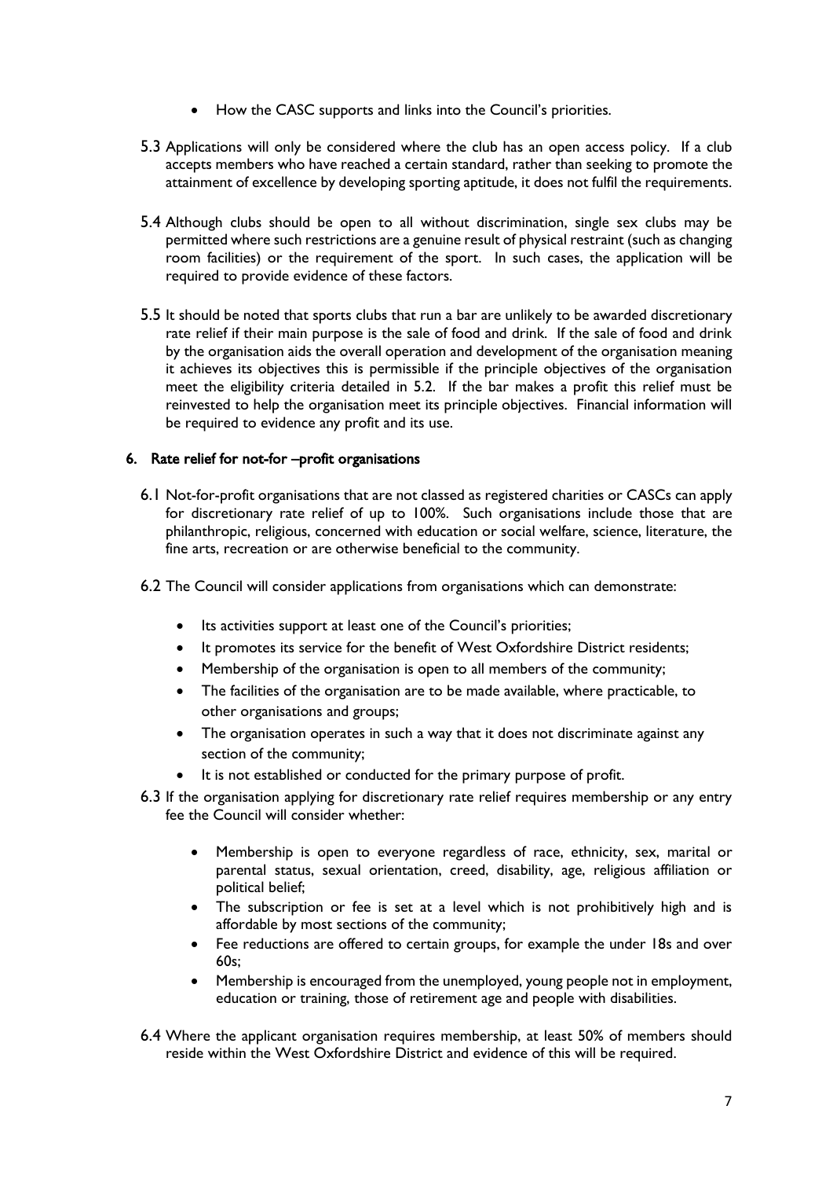- How the CASC supports and links into the Council's priorities.

5.3 Applications will only be considered where the club has an open access policy. If a club accepts members who have reached a certain standard, rather than seeking to promote the attainment of excellence by developing sporting aptitude, it does not fulfil the requirements.

5.4 Although clubs should be open to all without discrimination, single sex clubs may be permitted where such restrictions are a genuine result of physical restraint (such as changing room facilities) or the requirement of the sport. In such cases, the application will be required to provide evidence of these factors.

5.5 It should be noted that sports clubs that run a bar are unlikely to be awarded discretionary rate relief if their main purpose is the sale of food and drink. If the sale of food and drink by the organisation aids the overall operation and development of the organisation meaning it achieves its objectives this is permissible if the principle objectives of the organisation meet the eligibility criteria detailed in 5.2. If the bar makes a profit this relief must be reinvested to help the organisation meet its principle objectives. Financial information will be required to evidence any profit and its use.

## 6. Rate relief for not-for –profit organisations

6.1 Not-for-profit organisations that are not classed as registered charities or CASCs can apply for discretionary rate relief of up to 100%. Such organisations include those that are philanthropic, religious, concerned with education or social welfare, science, literature, the fine arts, recreation or are otherwise beneficial to the community.

6.2 The Council will consider applications from organisations which can demonstrate:

- Its activities support at least one of the Council's priorities;
- It promotes its service for the benefit of West Oxfordshire District residents;
- Membership of the organisation is open to all members of the community;
- The facilities of the organisation are to be made available, where practicable, to other organisations and groups;
- The organisation operates in such a way that it does not discriminate against any section of the community;
- It is not established or conducted for the primary purpose of profit.

6.3 If the organisation applying for discretionary rate relief requires membership or any entry fee the Council will consider whether:

- Membership is open to everyone regardless of race, ethnicity, sex, marital or parental status, sexual orientation, creed, disability, age, religious affiliation or political belief;
- The subscription or fee is set at a level which is not prohibitively high and is affordable by most sections of the community;
- Fee reductions are offered to certain groups, for example the under 18s and over 60s;
- Membership is encouraged from the unemployed, young people not in employment, education or training, those of retirement age and people with disabilities.

6.4 Where the applicant organisation requires membership, at least 50% of members should reside within the West Oxfordshire District and evidence of this will be required.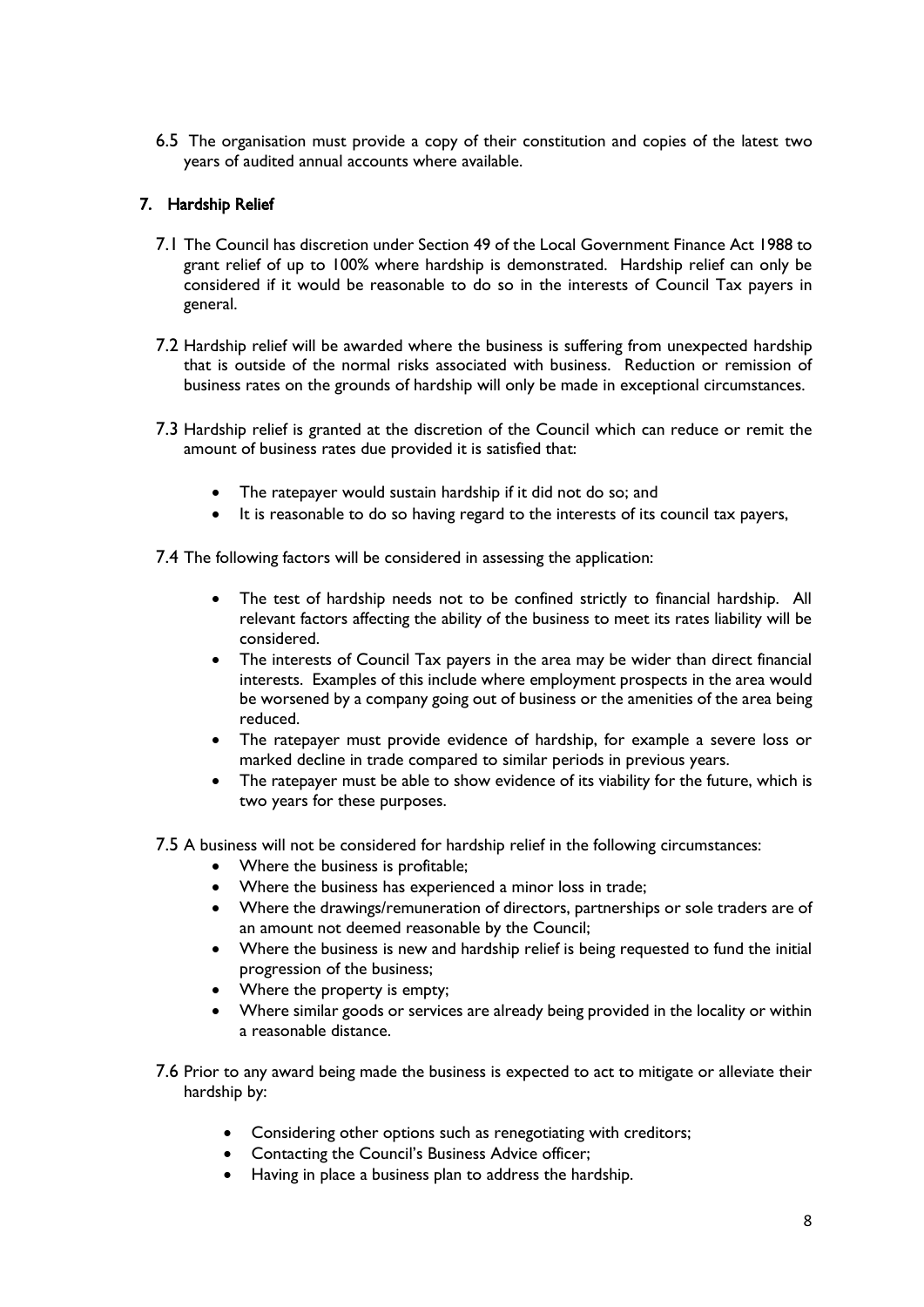6.5 The organisation must provide a copy of their constitution and copies of the latest two years of audited annual accounts where available.

## 7. Hardship Relief

7.1 The Council has discretion under Section 49 of the Local Government Finance Act 1988 to grant relief of up to 100% where hardship is demonstrated. Hardship relief can only be considered if it would be reasonable to do so in the interests of Council Tax payers in general.

7.2 Hardship relief will be awarded where the business is suffering from unexpected hardship that is outside of the normal risks associated with business. Reduction or remission of business rates on the grounds of hardship will only be made in exceptional circumstances.

7.3 Hardship relief is granted at the discretion of the Council which can reduce or remit the amount of business rates due provided it is satisfied that:

- The ratepayer would sustain hardship if it did not do so; and
- It is reasonable to do so having regard to the interests of its council tax payers,

7.4 The following factors will be considered in assessing the application:

- The test of hardship needs not to be confined strictly to financial hardship. All relevant factors affecting the ability of the business to meet its rates liability will be considered.
- The interests of Council Tax payers in the area may be wider than direct financial interests. Examples of this include where employment prospects in the area would be worsened by a company going out of business or the amenities of the area being reduced.
- The ratepayer must provide evidence of hardship, for example a severe loss or marked decline in trade compared to similar periods in previous years.
- The ratepayer must be able to show evidence of its viability for the future, which is two years for these purposes.

7.5 A business will not be considered for hardship relief in the following circumstances:

- Where the business is profitable;
- Where the business has experienced a minor loss in trade;
- Where the drawings/remuneration of directors, partnerships or sole traders are of an amount not deemed reasonable by the Council;
- Where the business is new and hardship relief is being requested to fund the initial progression of the business;
- Where the property is empty;
- Where similar goods or services are already being provided in the locality or within a reasonable distance.

7.6 Prior to any award being made the business is expected to act to mitigate or alleviate their hardship by:

- Considering other options such as renegotiating with creditors;
- Contacting the Council's Business Advice officer;
- Having in place a business plan to address the hardship.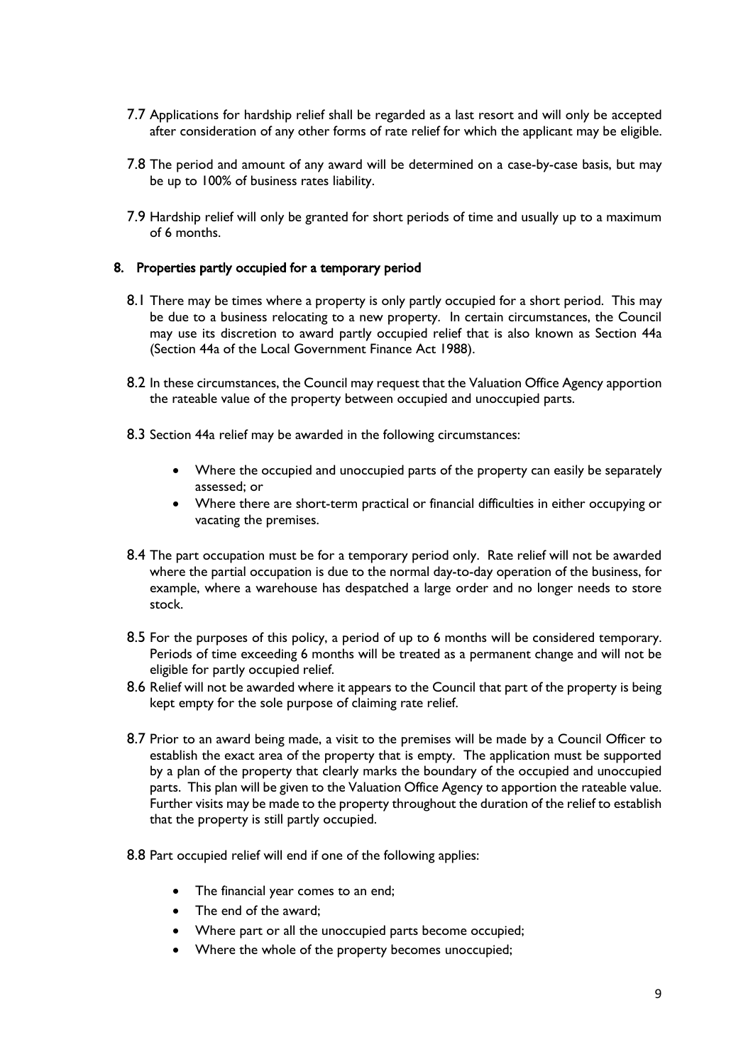7.7 Applications for hardship relief shall be regarded as a last resort and will only be accepted after consideration of any other forms of rate relief for which the applicant may be eligible.

7.8 The period and amount of any award will be determined on a case-by-case basis, but may be up to 100% of business rates liability.

7.9 Hardship relief will only be granted for short periods of time and usually up to a maximum of 6 months.

## 8. Properties partly occupied for a temporary period

8.1 There may be times where a property is only partly occupied for a short period. This may be due to a business relocating to a new property. In certain circumstances, the Council may use its discretion to award partly occupied relief that is also known as Section 44a (Section 44a of the Local Government Finance Act 1988).

8.2 In these circumstances, the Council may request that the Valuation Office Agency apportion the rateable value of the property between occupied and unoccupied parts.

8.3 Section 44a relief may be awarded in the following circumstances:

- Where the occupied and unoccupied parts of the property can easily be separately assessed; or
- Where there are short-term practical or financial difficulties in either occupying or vacating the premises.

8.4 The part occupation must be for a temporary period only. Rate relief will not be awarded where the partial occupation is due to the normal day-to-day operation of the business, for example, where a warehouse has despatched a large order and no longer needs to store stock.

8.5 For the purposes of this policy, a period of up to 6 months will be considered temporary. Periods of time exceeding 6 months will be treated as a permanent change and will not be eligible for partly occupied relief.

8.6 Relief will not be awarded where it appears to the Council that part of the property is being kept empty for the sole purpose of claiming rate relief.

8.7 Prior to an award being made, a visit to the premises will be made by a Council Officer to establish the exact area of the property that is empty. The application must be supported by a plan of the property that clearly marks the boundary of the occupied and unoccupied parts. This plan will be given to the Valuation Office Agency to apportion the rateable value. Further visits may be made to the property throughout the duration of the relief to establish that the property is still partly occupied.

8.8 Part occupied relief will end if one of the following applies:

- The financial year comes to an end;
- The end of the award;
- Where part or all the unoccupied parts become occupied;
- Where the whole of the property becomes unoccupied;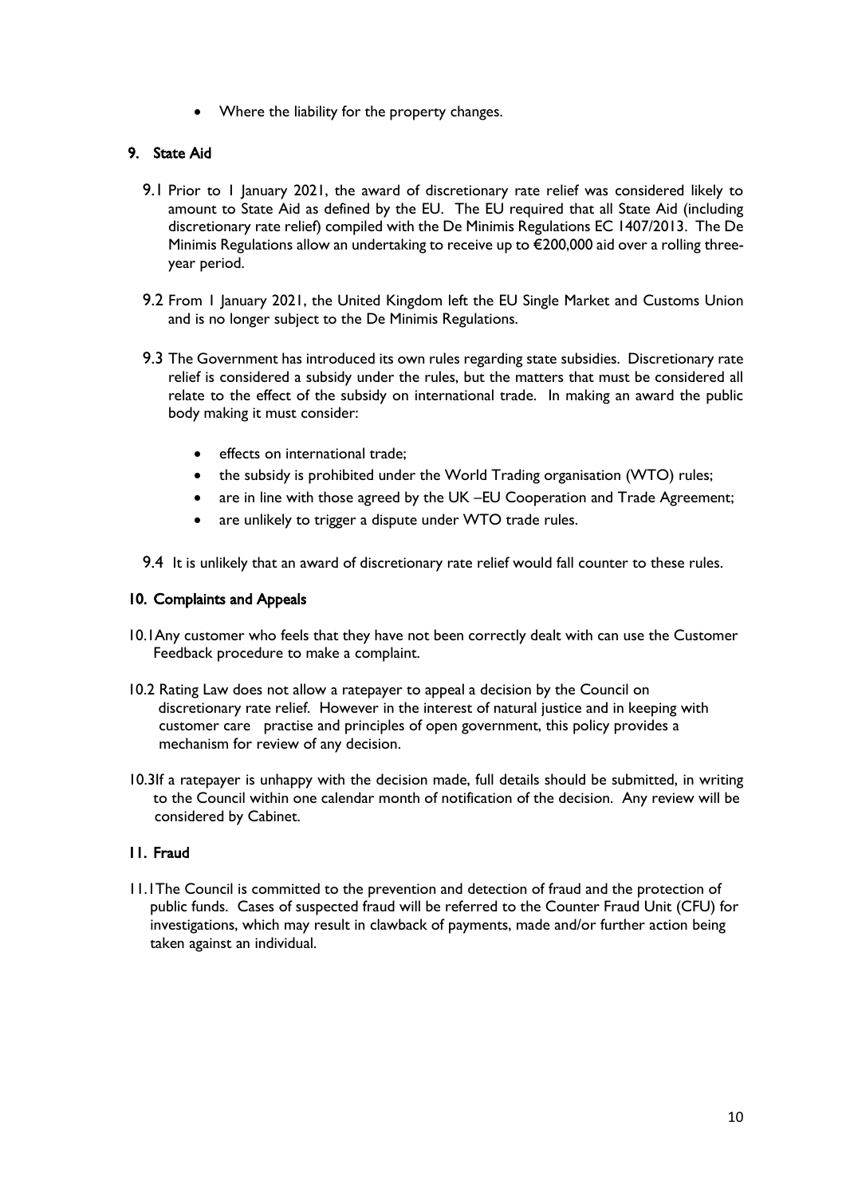- Where the liability for the property changes.

## 9. State Aid

9.1 Prior to 1 January 2021, the award of discretionary rate relief was considered likely to amount to State Aid as defined by the EU. The EU required that all State Aid (including discretionary rate relief) compiled with the De Minimis Regulations EC 1407/2013. The De Minimis Regulations allow an undertaking to receive up to €200,000 aid over a rolling three-year period.

9.2 From 1 January 2021, the United Kingdom left the EU Single Market and Customs Union and is no longer subject to the De Minimis Regulations.

9.3 The Government has introduced its own rules regarding state subsidies. Discretionary rate relief is considered a subsidy under the rules, but the matters that must be considered all relate to the effect of the subsidy on international trade. In making an award the public body making it must consider:

- effects on international trade;
- the subsidy is prohibited under the World Trading organisation (WTO) rules;
- are in line with those agreed by the UK –EU Cooperation and Trade Agreement;
- are unlikely to trigger a dispute under WTO trade rules.

9.4 It is unlikely that an award of discretionary rate relief would fall counter to these rules.

## 10. Complaints and Appeals

10.1 Any customer who feels that they have not been correctly dealt with can use the Customer Feedback procedure to make a complaint.

10.2 Rating Law does not allow a ratepayer to appeal a decision by the Council on discretionary rate relief. However in the interest of natural justice and in keeping with customer care practise and principles of open government, this policy provides a mechanism for review of any decision.

10.3 If a ratepayer is unhappy with the decision made, full details should be submitted, in writing to the Council within one calendar month of notification of the decision. Any review will be considered by Cabinet.

## 11. Fraud

11.1 The Council is committed to the prevention and detection of fraud and the protection of public funds. Cases of suspected fraud will be referred to the Counter Fraud Unit (CFU) for investigations, which may result in clawback of payments, made and/or further action being taken against an individual.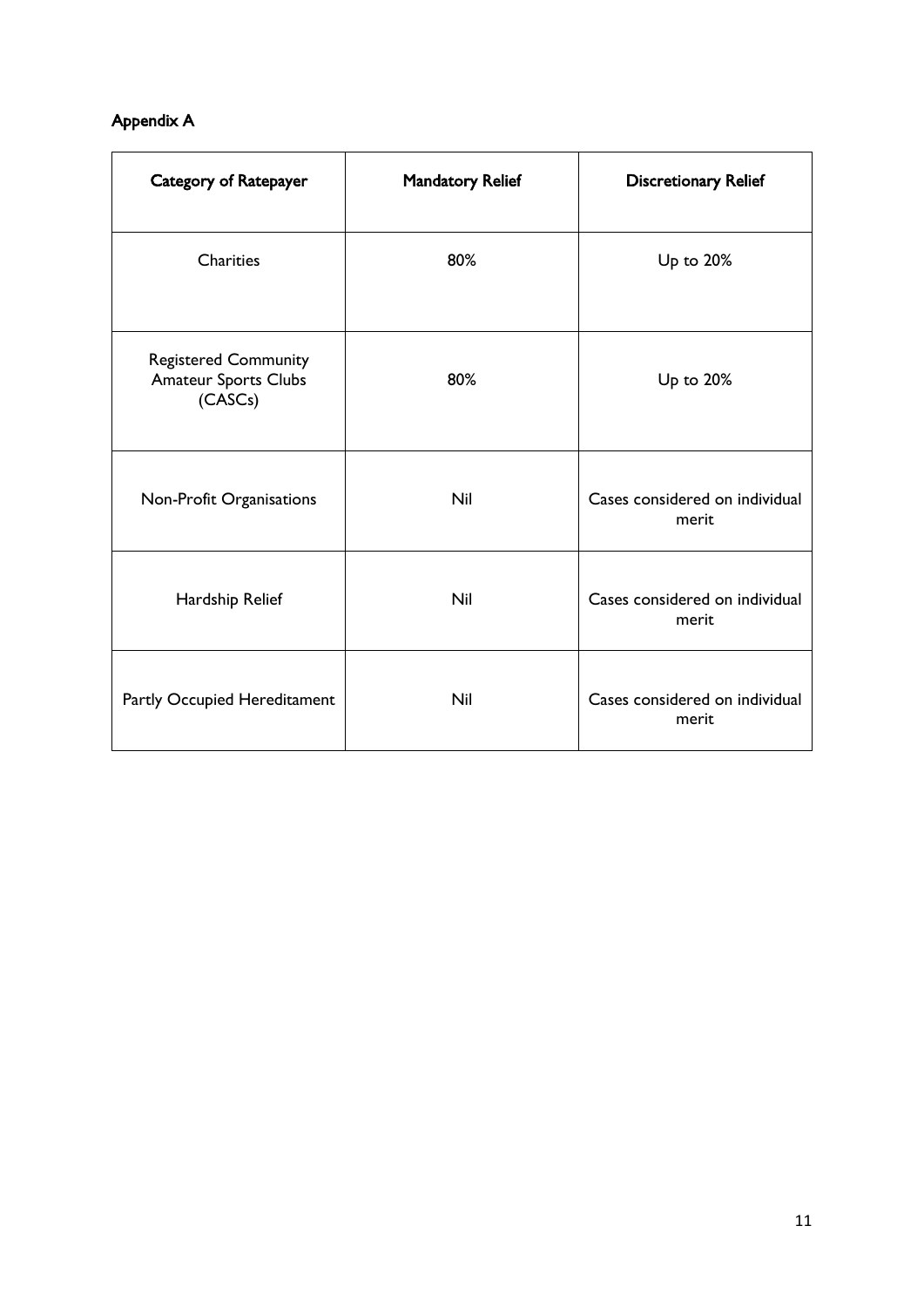## Appendix A

| Category of Ratepayer | Mandatory Relief | Discretionary Relief |
|---|---|---|
| Charities | 80% | Up to 20% |
| Registered Community Amateur Sports Clubs (CASCs) | 80% | Up to 20% |
| Non-Profit Organisations | Nil | Cases considered on individual merit |
| Hardship Relief | Nil | Cases considered on individual merit |
| Partly Occupied Hereditament | Nil | Cases considered on individual merit |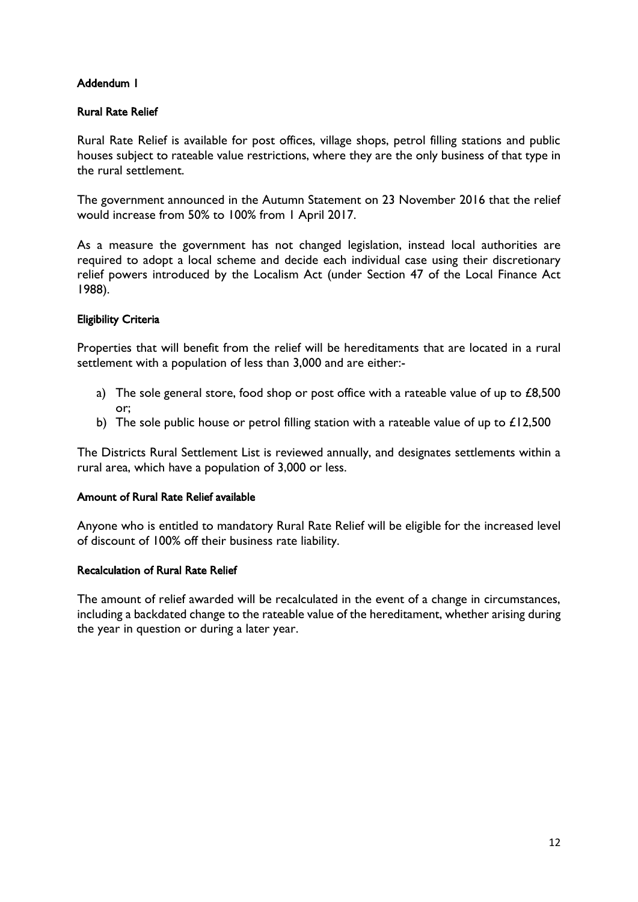## Addendum 1

### Rural Rate Relief

Rural Rate Relief is available for post offices, village shops, petrol filling stations and public houses subject to rateable value restrictions, where they are the only business of that type in the rural settlement.

The government announced in the Autumn Statement on 23 November 2016 that the relief would increase from 50% to 100% from 1 April 2017.

As a measure the government has not changed legislation, instead local authorities are required to adopt a local scheme and decide each individual case using their discretionary relief powers introduced by the Localism Act (under Section 47 of the Local Finance Act 1988).

### Eligibility Criteria

Properties that will benefit from the relief will be hereditaments that are located in a rural settlement with a population of less than 3,000 and are either:-

a) The sole general store, food shop or post office with a rateable value of up to £8,500 or;
b) The sole public house or petrol filling station with a rateable value of up to £12,500

The Districts Rural Settlement List is reviewed annually, and designates settlements within a rural area, which have a population of 3,000 or less.

### Amount of Rural Rate Relief available

Anyone who is entitled to mandatory Rural Rate Relief will be eligible for the increased level of discount of 100% off their business rate liability.

### Recalculation of Rural Rate Relief

The amount of relief awarded will be recalculated in the event of a change in circumstances, including a backdated change to the rateable value of the hereditament, whether arising during the year in question or during a later year.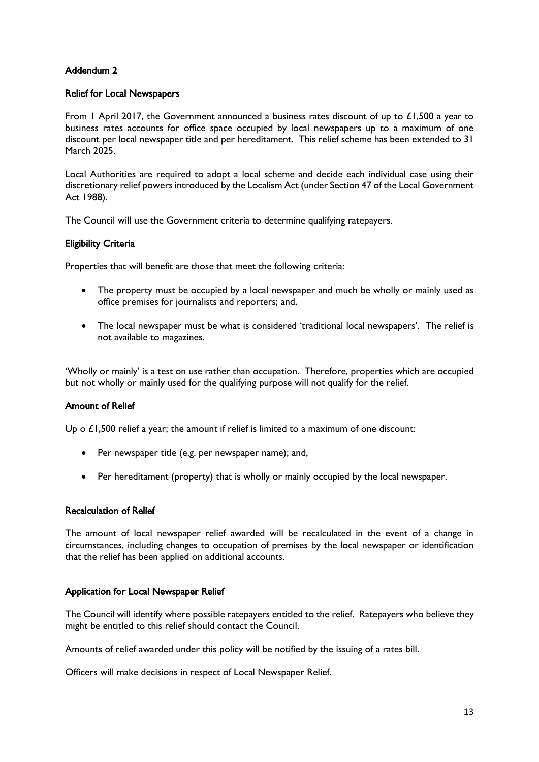## Addendum 2

### Relief for Local Newspapers

From 1 April 2017, the Government announced a business rates discount of up to £1,500 a year to business rates accounts for office space occupied by local newspapers up to a maximum of one discount per local newspaper title and per hereditament. This relief scheme has been extended to 31 March 2025.

Local Authorities are required to adopt a local scheme and decide each individual case using their discretionary relief powers introduced by the Localism Act (under Section 47 of the Local Government Act 1988).

The Council will use the Government criteria to determine qualifying ratepayers.

### Eligibility Criteria

Properties that will benefit are those that meet the following criteria:

- The property must be occupied by a local newspaper and much be wholly or mainly used as office premises for journalists and reporters; and,
- The local newspaper must be what is considered 'traditional local newspapers'. The relief is not available to magazines.

'Wholly or mainly' is a test on use rather than occupation. Therefore, properties which are occupied but not wholly or mainly used for the qualifying purpose will not qualify for the relief.

### Amount of Relief

Up o £1,500 relief a year; the amount if relief is limited to a maximum of one discount:

- Per newspaper title (e.g. per newspaper name); and,
- Per hereditament (property) that is wholly or mainly occupied by the local newspaper.

### Recalculation of Relief

The amount of local newspaper relief awarded will be recalculated in the event of a change in circumstances, including changes to occupation of premises by the local newspaper or identification that the relief has been applied on additional accounts.

### Application for Local Newspaper Relief

The Council will identify where possible ratepayers entitled to the relief. Ratepayers who believe they might be entitled to this relief should contact the Council.

Amounts of relief awarded under this policy will be notified by the issuing of a rates bill.

Officers will make decisions in respect of Local Newspaper Relief.